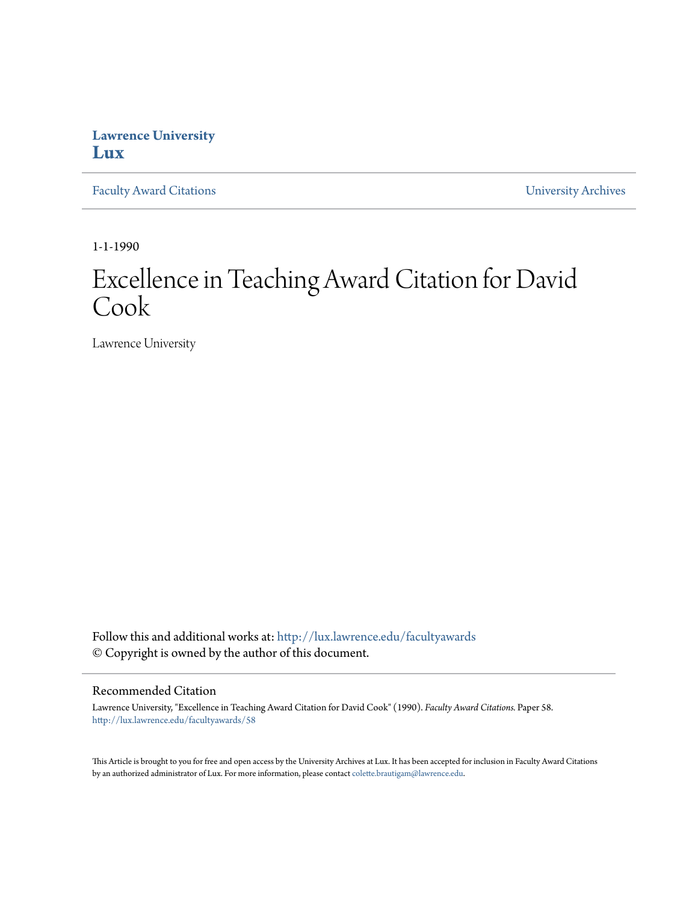**Lawrence University**
**Lux**

Faculty Award Citations | University Archives

1-1-1990

# Excellence in Teaching Award Citation for David Cook

Lawrence University

Follow this and additional works at: http://lux.lawrence.edu/facultyawards
© Copyright is owned by the author of this document.

## Recommended Citation

Lawrence University, "Excellence in Teaching Award Citation for David Cook" (1990). *Faculty Award Citations.* Paper 58.
http://lux.lawrence.edu/facultyawards/58

This Article is brought to you for free and open access by the University Archives at Lux. It has been accepted for inclusion in Faculty Award Citations by an authorized administrator of Lux. For more information, please contact colette.brautigam@lawrence.edu.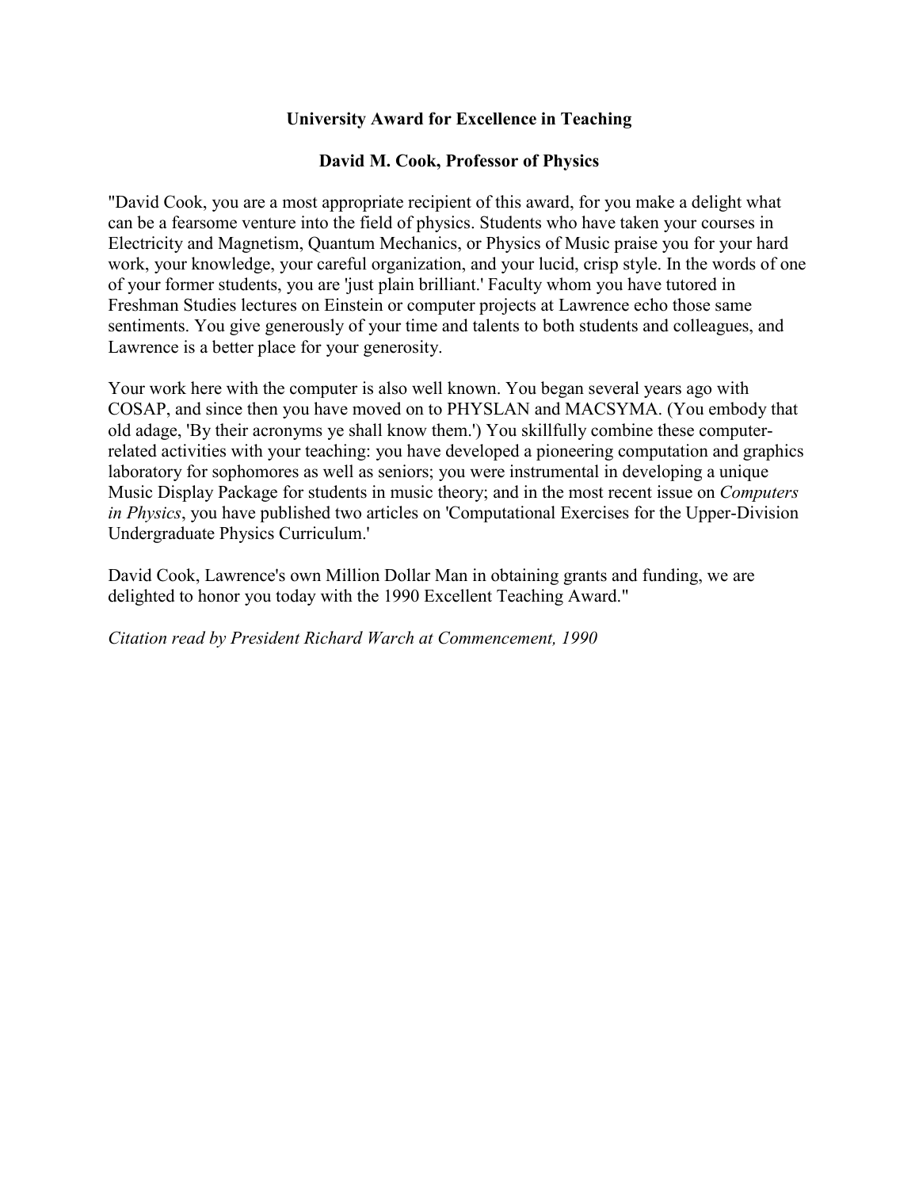## University Award for Excellence in Teaching

## David M. Cook, Professor of Physics

"David Cook, you are a most appropriate recipient of this award, for you make a delight what can be a fearsome venture into the field of physics. Students who have taken your courses in Electricity and Magnetism, Quantum Mechanics, or Physics of Music praise you for your hard work, your knowledge, your careful organization, and your lucid, crisp style. In the words of one of your former students, you are 'just plain brilliant.' Faculty whom you have tutored in Freshman Studies lectures on Einstein or computer projects at Lawrence echo those same sentiments. You give generously of your time and talents to both students and colleagues, and Lawrence is a better place for your generosity.

Your work here with the computer is also well known. You began several years ago with COSAP, and since then you have moved on to PHYSLAN and MACSYMA. (You embody that old adage, 'By their acronyms ye shall know them.') You skillfully combine these computer-related activities with your teaching: you have developed a pioneering computation and graphics laboratory for sophomores as well as seniors; you were instrumental in developing a unique Music Display Package for students in music theory; and in the most recent issue on *Computers in Physics*, you have published two articles on 'Computational Exercises for the Upper-Division Undergraduate Physics Curriculum.'

David Cook, Lawrence's own Million Dollar Man in obtaining grants and funding, we are delighted to honor you today with the 1990 Excellent Teaching Award."

*Citation read by President Richard Warch at Commencement, 1990*